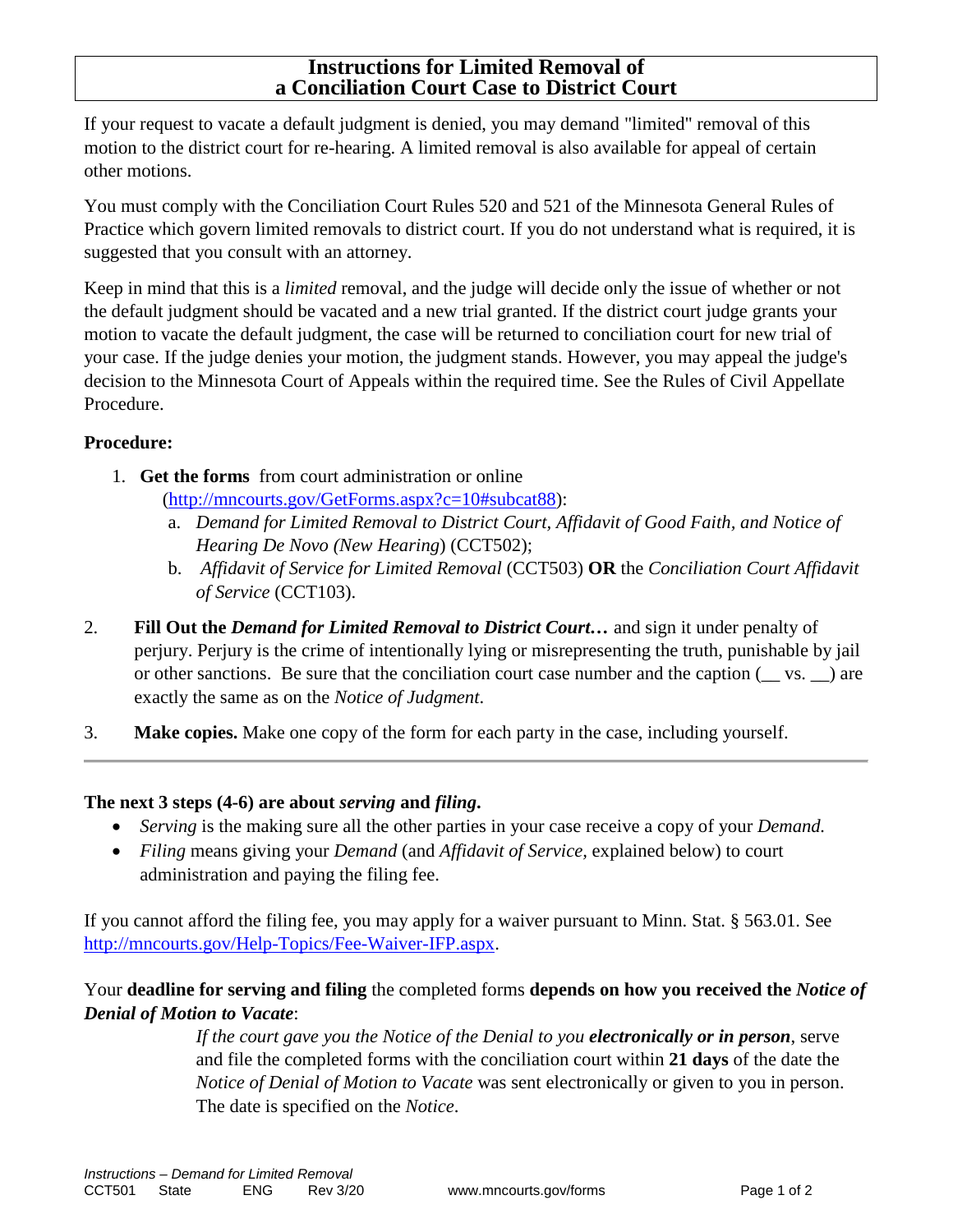# Instructions for Limited Removal of a Conciliation Court Case to District Court

If your request to vacate a default judgment is denied, you may demand "limited" removal of this motion to the district court for re-hearing. A limited removal is also available for appeal of certain other motions.

You must comply with the Conciliation Court Rules 520 and 521 of the Minnesota General Rules of Practice which govern limited removals to district court. If you do not understand what is required, it is suggested that you consult with an attorney.

Keep in mind that this is a *limited* removal, and the judge will decide only the issue of whether or not the default judgment should be vacated and a new trial granted. If the district court judge grants your motion to vacate the default judgment, the case will be returned to conciliation court for new trial of your case. If the judge denies your motion, the judgment stands. However, you may appeal the judge's decision to the Minnesota Court of Appeals within the required time. See the Rules of Civil Appellate Procedure.

**Procedure:**

1. **Get the forms** from court administration or online (http://mncourts.gov/GetForms.aspx?c=10#subcat88):
   a. *Demand for Limited Removal to District Court, Affidavit of Good Faith, and Notice of Hearing De Novo (New Hearing)* (CCT502);
   b. *Affidavit of Service for Limited Removal* (CCT503) **OR** the *Conciliation Court Affidavit of Service* (CCT103).
2. **Fill Out the *Demand for Limited Removal to District Court…*** and sign it under penalty of perjury. Perjury is the crime of intentionally lying or misrepresenting the truth, punishable by jail or other sanctions. Be sure that the conciliation court case number and the caption (__ vs. __) are exactly the same as on the *Notice of Judgment*.
3. **Make copies.** Make one copy of the form for each party in the case, including yourself.

---

**The next 3 steps (4-6) are about *serving* and *filing*.**

- *Serving* is the making sure all the other parties in your case receive a copy of your *Demand.*
- *Filing* means giving your *Demand* (and *Affidavit of Service*, explained below) to court administration and paying the filing fee.

If you cannot afford the filing fee, you may apply for a waiver pursuant to Minn. Stat. § 563.01. See http://mncourts.gov/Help-Topics/Fee-Waiver-IFP.aspx.

Your **deadline for serving and filing** the completed forms **depends on how you received the *Notice of Denial of Motion to Vacate***:

> *If the court gave you the Notice of the Denial to you **electronically or in person***, serve and file the completed forms with the conciliation court within **21 days** of the date the *Notice of Denial of Motion to Vacate* was sent electronically or given to you in person. The date is specified on the *Notice*.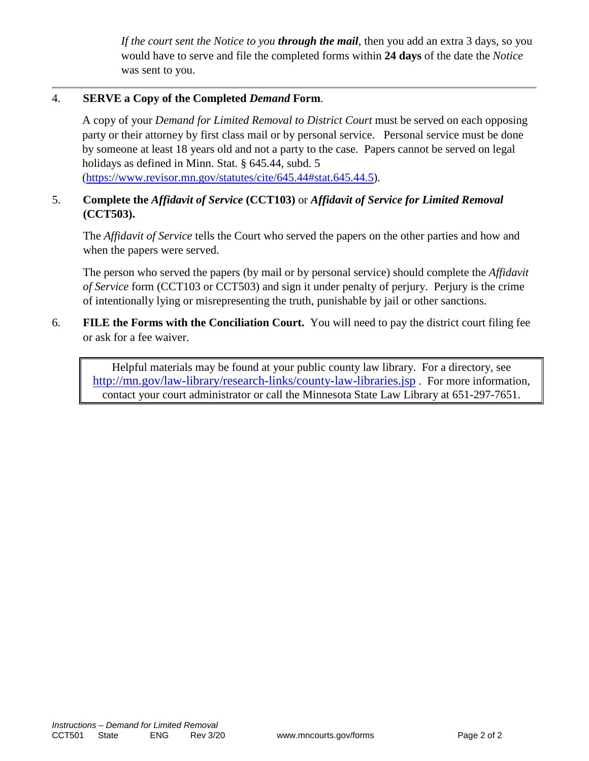*If the court sent the Notice to you* ***through the mail***, then you add an extra 3 days, so you would have to serve and file the completed forms within **24 days** of the date the *Notice* was sent to you.

---

4. **SERVE a Copy of the Completed *Demand* Form**.

   A copy of your *Demand for Limited Removal to District Court* must be served on each opposing party or their attorney by first class mail or by personal service. Personal service must be done by someone at least 18 years old and not a party to the case. Papers cannot be served on legal holidays as defined in Minn. Stat. § 645.44, subd. 5 (https://www.revisor.mn.gov/statutes/cite/645.44#stat.645.44.5).

5. **Complete the *Affidavit of Service* (CCT103)** or ***Affidavit of Service for Limited Removal* (CCT503).**

   The *Affidavit of Service* tells the Court who served the papers on the other parties and how and when the papers were served.

   The person who served the papers (by mail or by personal service) should complete the *Affidavit of Service* form (CCT103 or CCT503) and sign it under penalty of perjury. Perjury is the crime of intentionally lying or misrepresenting the truth, punishable by jail or other sanctions.

6. **FILE the Forms with the Conciliation Court.** You will need to pay the district court filing fee or ask for a fee waiver.

> Helpful materials may be found at your public county law library. For a directory, see http://mn.gov/law-library/research-links/county-law-libraries.jsp . For more information, contact your court administrator or call the Minnesota State Law Library at 651-297-7651.